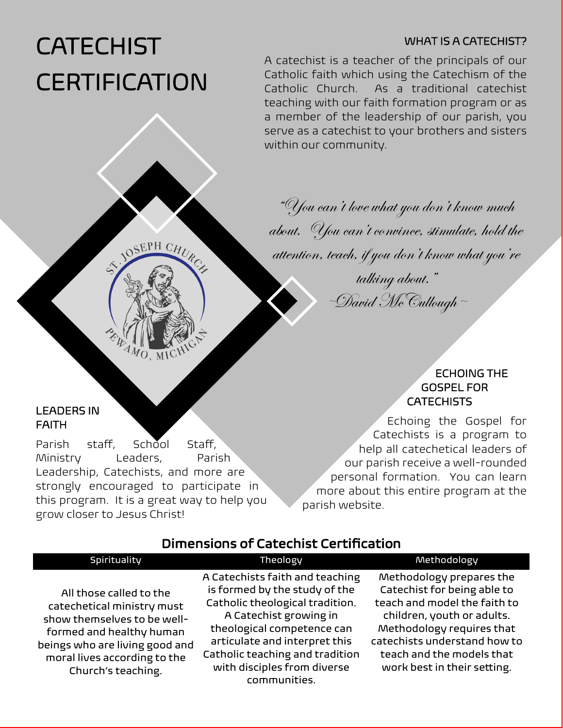# CATECHIST CERTIFICATION

### WHAT IS A CATECHIST?

A catechist is a teacher of the principals of our Catholic faith which using the Catechism of the Catholic Church. As a traditional catechist teaching with our faith formation program or as a member of the leadership of our parish, you serve as a catechist to your brothers and sisters within our community.

*"You can't love what you don't know much about. You can't convince, stimulate, hold the attention, teach, if you don't know what you're talking about."*
*~David McCullough~*

ST. JOSEPH CHURCH
PEWAMO, MICHIGAN

### LEADERS IN FAITH

Parish staff, School Staff, Ministry Leaders, Parish Leadership, Catechists, and more are strongly encouraged to participate in this program. It is a great way to help you grow closer to Jesus Christ!

### ECHOING THE GOSPEL FOR CATECHISTS

Echoing the Gospel for Catechists is a program to help all catechetical leaders of our parish receive a well-rounded personal formation. You can learn more about this entire program at the parish website.

## Dimensions of Catechist Certification

| Spirituality | Theology | Methodology |
|---|---|---|
| All those called to the catechetical ministry must show themselves to be well-formed and healthy human beings who are living good and moral lives according to the Church's teaching. | A Catechists faith and teaching is formed by the study of the Catholic theological tradition. A Catechist growing in theological competence can articulate and interpret this Catholic teaching and tradition with disciples from diverse communities. | Methodology prepares the Catechist for being able to teach and model the faith to children, youth or adults. Methodology requires that catechists understand how to teach and the models that work best in their setting. |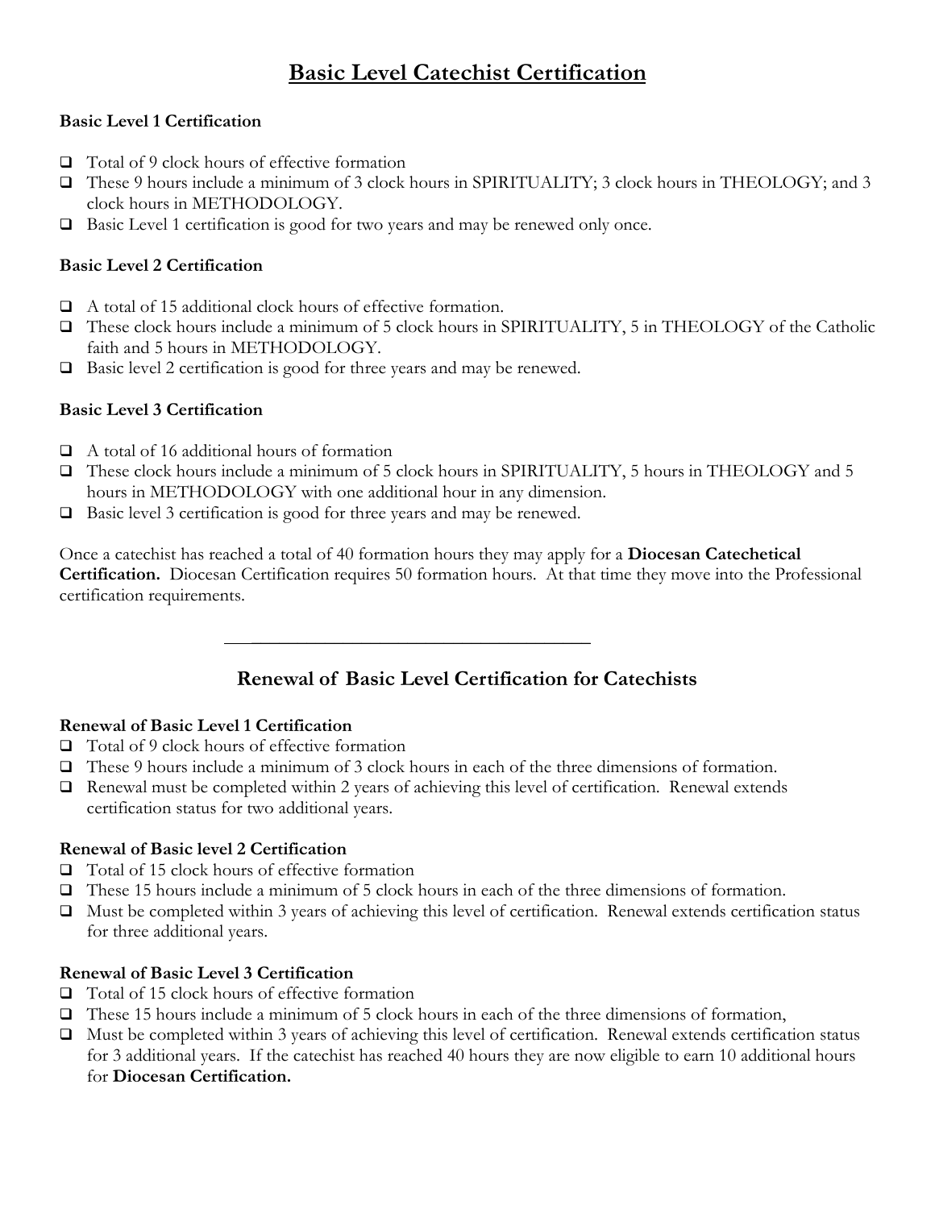# Basic Level Catechist Certification

**Basic Level 1 Certification**

- Total of 9 clock hours of effective formation
- These 9 hours include a minimum of 3 clock hours in SPIRITUALITY; 3 clock hours in THEOLOGY; and 3 clock hours in METHODOLOGY.
- Basic Level 1 certification is good for two years and may be renewed only once.

**Basic Level 2 Certification**

- A total of 15 additional clock hours of effective formation.
- These clock hours include a minimum of 5 clock hours in SPIRITUALITY, 5 in THEOLOGY of the Catholic faith and 5 hours in METHODOLOGY.
- Basic level 2 certification is good for three years and may be renewed.

**Basic Level 3 Certification**

- A total of 16 additional hours of formation
- These clock hours include a minimum of 5 clock hours in SPIRITUALITY, 5 hours in THEOLOGY and 5 hours in METHODOLOGY with one additional hour in any dimension.
- Basic level 3 certification is good for three years and may be renewed.

Once a catechist has reached a total of 40 formation hours they may apply for a **Diocesan Catechetical Certification.** Diocesan Certification requires 50 formation hours. At that time they move into the Professional certification requirements.

---

## Renewal of Basic Level Certification for Catechists

**Renewal of Basic Level 1 Certification**

- Total of 9 clock hours of effective formation
- These 9 hours include a minimum of 3 clock hours in each of the three dimensions of formation.
- Renewal must be completed within 2 years of achieving this level of certification. Renewal extends certification status for two additional years.

**Renewal of Basic level 2 Certification**

- Total of 15 clock hours of effective formation
- These 15 hours include a minimum of 5 clock hours in each of the three dimensions of formation.
- Must be completed within 3 years of achieving this level of certification. Renewal extends certification status for three additional years.

**Renewal of Basic Level 3 Certification**

- Total of 15 clock hours of effective formation
- These 15 hours include a minimum of 5 clock hours in each of the three dimensions of formation,
- Must be completed within 3 years of achieving this level of certification. Renewal extends certification status for 3 additional years. If the catechist has reached 40 hours they are now eligible to earn 10 additional hours for **Diocesan Certification.**